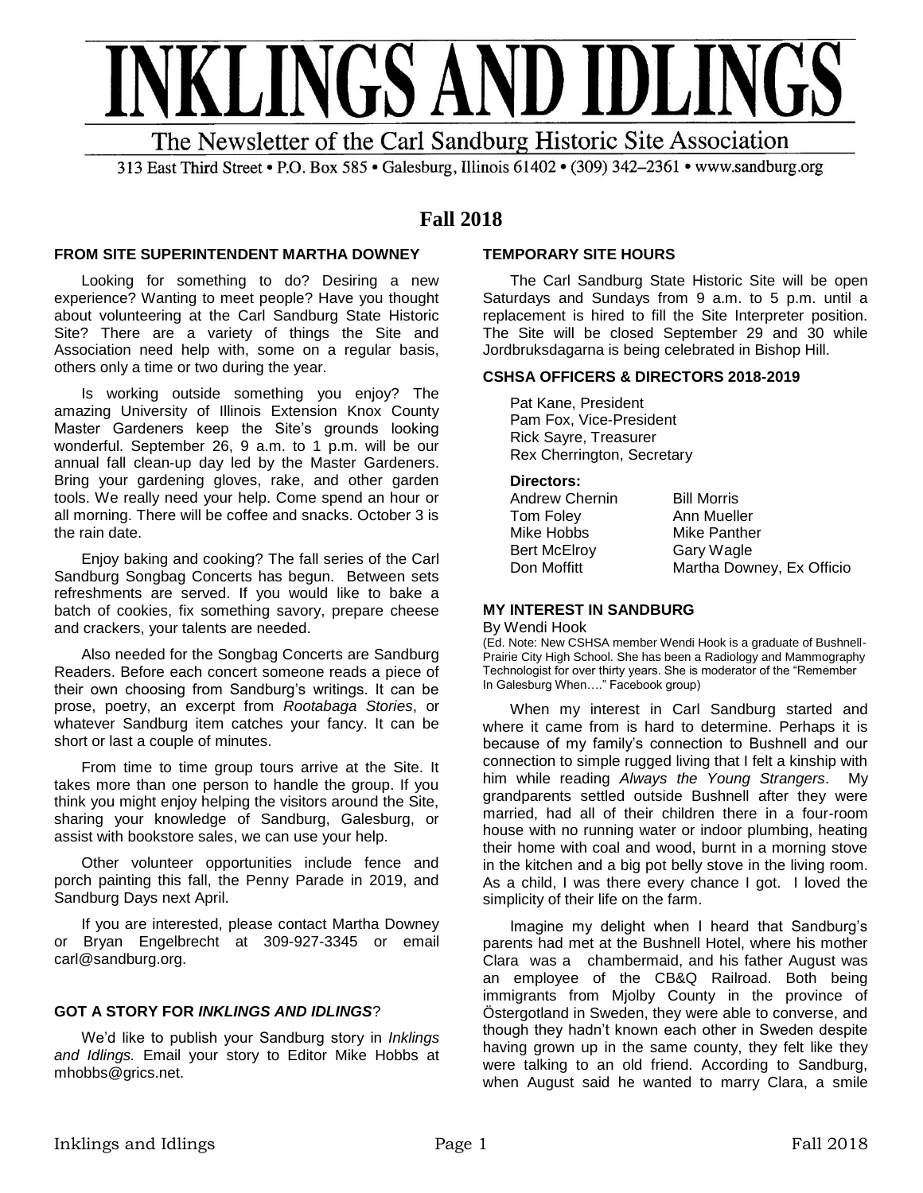# INKLINGS AND IDLINGS

The Newsletter of the Carl Sandburg Historic Site Association

313 East Third Street • P.O. Box 585 • Galesburg, Illinois 61402 • (309) 342–2361 • www.sandburg.org

## Fall 2018

### FROM SITE SUPERINTENDENT MARTHA DOWNEY

Looking for something to do? Desiring a new experience? Wanting to meet people? Have you thought about volunteering at the Carl Sandburg State Historic Site? There are a variety of things the Site and Association need help with, some on a regular basis, others only a time or two during the year.

Is working outside something you enjoy? The amazing University of Illinois Extension Knox County Master Gardeners keep the Site's grounds looking wonderful. September 26, 9 a.m. to 1 p.m. will be our annual fall clean-up day led by the Master Gardeners. Bring your gardening gloves, rake, and other garden tools. We really need your help. Come spend an hour or all morning. There will be coffee and snacks. October 3 is the rain date.

Enjoy baking and cooking? The fall series of the Carl Sandburg Songbag Concerts has begun. Between sets refreshments are served. If you would like to bake a batch of cookies, fix something savory, prepare cheese and crackers, your talents are needed.

Also needed for the Songbag Concerts are Sandburg Readers. Before each concert someone reads a piece of their own choosing from Sandburg's writings. It can be prose, poetry, an excerpt from *Rootabaga Stories*, or whatever Sandburg item catches your fancy. It can be short or last a couple of minutes.

From time to time group tours arrive at the Site. It takes more than one person to handle the group. If you think you might enjoy helping the visitors around the Site, sharing your knowledge of Sandburg, Galesburg, or assist with bookstore sales, we can use your help.

Other volunteer opportunities include fence and porch painting this fall, the Penny Parade in 2019, and Sandburg Days next April.

If you are interested, please contact Martha Downey or Bryan Engelbrecht at 309-927-3345 or email carl@sandburg.org.

### GOT A STORY FOR *INKLINGS AND IDLINGS*?

We'd like to publish your Sandburg story in *Inklings and Idlings.* Email your story to Editor Mike Hobbs at mhobbs@grics.net.

### TEMPORARY SITE HOURS

The Carl Sandburg State Historic Site will be open Saturdays and Sundays from 9 a.m. to 5 p.m. until a replacement is hired to fill the Site Interpreter position. The Site will be closed September 29 and 30 while Jordbruksdagarna is being celebrated in Bishop Hill.

### CSHSA OFFICERS & DIRECTORS 2018-2019

Pat Kane, President
Pam Fox, Vice-President
Rick Sayre, Treasurer
Rex Cherrington, Secretary

**Directors:**

Andrew Chernin
Tom Foley
Mike Hobbs
Bert McElroy
Don Moffitt
Bill Morris
Ann Mueller
Mike Panther
Gary Wagle
Martha Downey, Ex Officio

### MY INTEREST IN SANDBURG

By Wendi Hook

(Ed. Note: New CSHSA member Wendi Hook is a graduate of Bushnell-Prairie City High School. She has been a Radiology and Mammography Technologist for over thirty years. She is moderator of the "Remember In Galesburg When…." Facebook group)

When my interest in Carl Sandburg started and where it came from is hard to determine. Perhaps it is because of my family's connection to Bushnell and our connection to simple rugged living that I felt a kinship with him while reading *Always the Young Strangers*. My grandparents settled outside Bushnell after they were married, had all of their children there in a four-room house with no running water or indoor plumbing, heating their home with coal and wood, burnt in a morning stove in the kitchen and a big pot belly stove in the living room. As a child, I was there every chance I got. I loved the simplicity of their life on the farm.

Imagine my delight when I heard that Sandburg's parents had met at the Bushnell Hotel, where his mother Clara was a chambermaid, and his father August was an employee of the CB&Q Railroad. Both being immigrants from Mjolby County in the province of Östergotland in Sweden, they were able to converse, and though they hadn't known each other in Sweden despite having grown up in the same county, they felt like they were talking to an old friend. According to Sandburg, when August said he wanted to marry Clara, a smile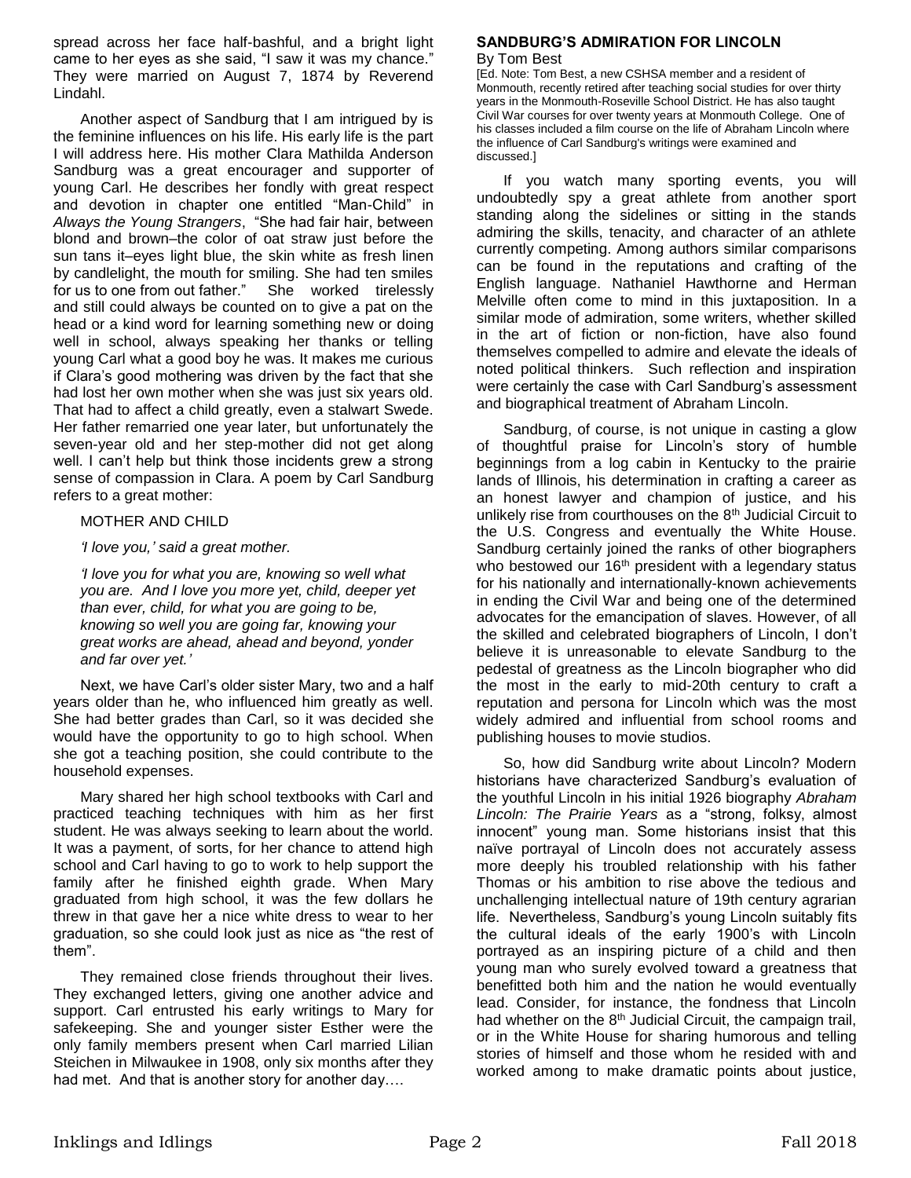spread across her face half-bashful, and a bright light came to her eyes as she said, "I saw it was my chance." They were married on August 7, 1874 by Reverend Lindahl.

Another aspect of Sandburg that I am intrigued by is the feminine influences on his life. His early life is the part I will address here. His mother Clara Mathilda Anderson Sandburg was a great encourager and supporter of young Carl. He describes her fondly with great respect and devotion in chapter one entitled "Man-Child" in *Always the Young Strangers*, "She had fair hair, between blond and brown–the color of oat straw just before the sun tans it–eyes light blue, the skin white as fresh linen by candlelight, the mouth for smiling. She had ten smiles for us to one from out father." She worked tirelessly and still could always be counted on to give a pat on the head or a kind word for learning something new or doing well in school, always speaking her thanks or telling young Carl what a good boy he was. It makes me curious if Clara's good mothering was driven by the fact that she had lost her own mother when she was just six years old. That had to affect a child greatly, even a stalwart Swede. Her father remarried one year later, but unfortunately the seven-year old and her step-mother did not get along well. I can't help but think those incidents grew a strong sense of compassion in Clara. A poem by Carl Sandburg refers to a great mother:

MOTHER AND CHILD

*'I love you,' said a great mother.*

*'I love you for what you are, knowing so well what you are. And I love you more yet, child, deeper yet than ever, child, for what you are going to be, knowing so well you are going far, knowing your great works are ahead, ahead and beyond, yonder and far over yet.'*

Next, we have Carl's older sister Mary, two and a half years older than he, who influenced him greatly as well. She had better grades than Carl, so it was decided she would have the opportunity to go to high school. When she got a teaching position, she could contribute to the household expenses.

Mary shared her high school textbooks with Carl and practiced teaching techniques with him as her first student. He was always seeking to learn about the world. It was a payment, of sorts, for her chance to attend high school and Carl having to go to work to help support the family after he finished eighth grade. When Mary graduated from high school, it was the few dollars he threw in that gave her a nice white dress to wear to her graduation, so she could look just as nice as "the rest of them".

They remained close friends throughout their lives. They exchanged letters, giving one another advice and support. Carl entrusted his early writings to Mary for safekeeping. She and younger sister Esther were the only family members present when Carl married Lilian Steichen in Milwaukee in 1908, only six months after they had met. And that is another story for another day….

## SANDBURG'S ADMIRATION FOR LINCOLN

By Tom Best

[Ed. Note: Tom Best, a new CSHSA member and a resident of Monmouth, recently retired after teaching social studies for over thirty years in the Monmouth-Roseville School District. He has also taught Civil War courses for over twenty years at Monmouth College. One of his classes included a film course on the life of Abraham Lincoln where the influence of Carl Sandburg's writings were examined and discussed.]

If you watch many sporting events, you will undoubtedly spy a great athlete from another sport standing along the sidelines or sitting in the stands admiring the skills, tenacity, and character of an athlete currently competing. Among authors similar comparisons can be found in the reputations and crafting of the English language. Nathaniel Hawthorne and Herman Melville often come to mind in this juxtaposition. In a similar mode of admiration, some writers, whether skilled in the art of fiction or non-fiction, have also found themselves compelled to admire and elevate the ideals of noted political thinkers. Such reflection and inspiration were certainly the case with Carl Sandburg's assessment and biographical treatment of Abraham Lincoln.

Sandburg, of course, is not unique in casting a glow of thoughtful praise for Lincoln's story of humble beginnings from a log cabin in Kentucky to the prairie lands of Illinois, his determination in crafting a career as an honest lawyer and champion of justice, and his unlikely rise from courthouses on the 8th Judicial Circuit to the U.S. Congress and eventually the White House. Sandburg certainly joined the ranks of other biographers who bestowed our 16th president with a legendary status for his nationally and internationally-known achievements in ending the Civil War and being one of the determined advocates for the emancipation of slaves. However, of all the skilled and celebrated biographers of Lincoln, I don't believe it is unreasonable to elevate Sandburg to the pedestal of greatness as the Lincoln biographer who did the most in the early to mid-20th century to craft a reputation and persona for Lincoln which was the most widely admired and influential from school rooms and publishing houses to movie studios.

So, how did Sandburg write about Lincoln? Modern historians have characterized Sandburg's evaluation of the youthful Lincoln in his initial 1926 biography *Abraham Lincoln: The Prairie Years* as a "strong, folksy, almost innocent" young man. Some historians insist that this naïve portrayal of Lincoln does not accurately assess more deeply his troubled relationship with his father Thomas or his ambition to rise above the tedious and unchallenging intellectual nature of 19th century agrarian life. Nevertheless, Sandburg's young Lincoln suitably fits the cultural ideals of the early 1900's with Lincoln portrayed as an inspiring picture of a child and then young man who surely evolved toward a greatness that benefitted both him and the nation he would eventually lead. Consider, for instance, the fondness that Lincoln had whether on the 8th Judicial Circuit, the campaign trail, or in the White House for sharing humorous and telling stories of himself and those whom he resided with and worked among to make dramatic points about justice,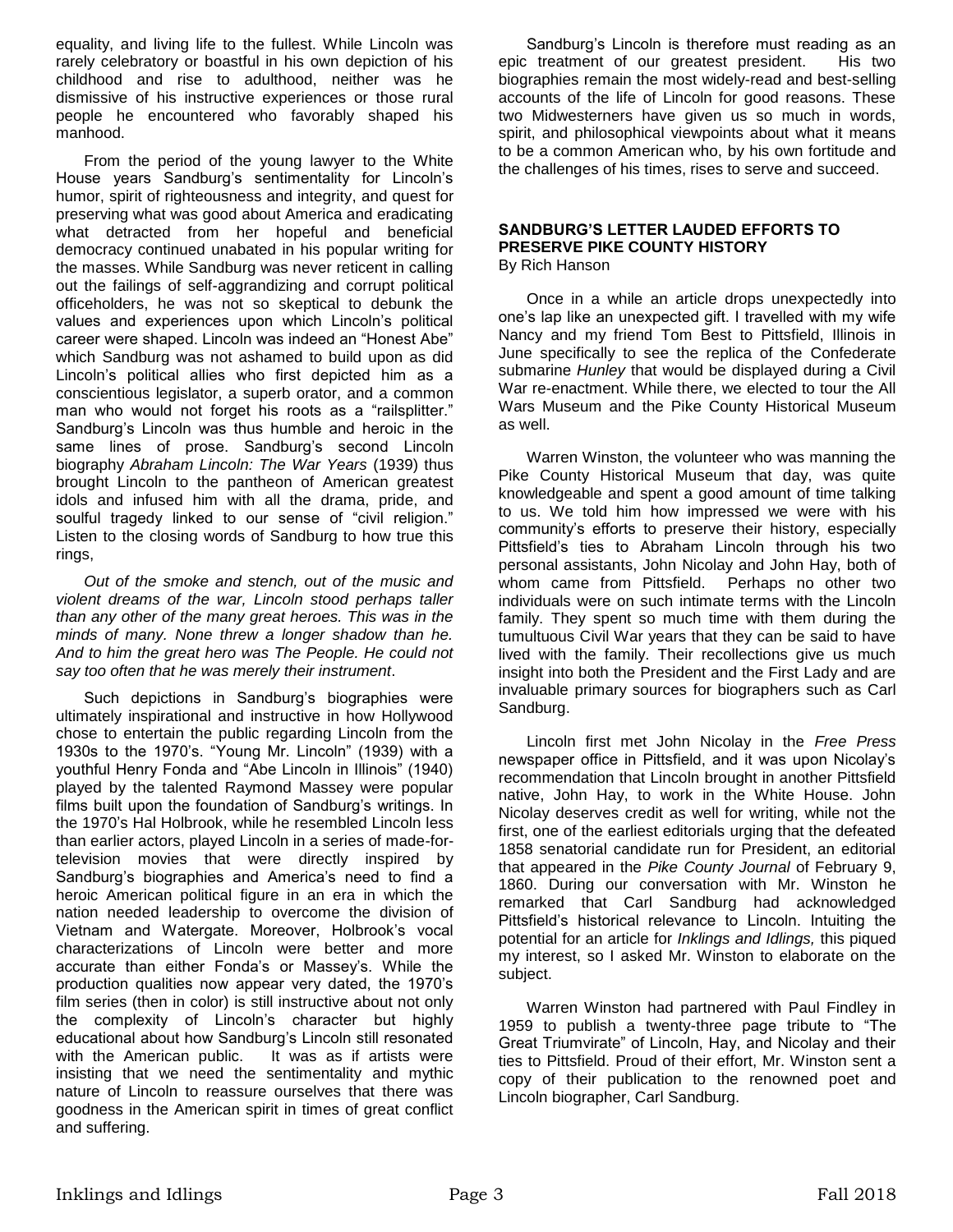equality, and living life to the fullest. While Lincoln was rarely celebratory or boastful in his own depiction of his childhood and rise to adulthood, neither was he dismissive of his instructive experiences or those rural people he encountered who favorably shaped his manhood.

From the period of the young lawyer to the White House years Sandburg's sentimentality for Lincoln's humor, spirit of righteousness and integrity, and quest for preserving what was good about America and eradicating what detracted from her hopeful and beneficial democracy continued unabated in his popular writing for the masses. While Sandburg was never reticent in calling out the failings of self-aggrandizing and corrupt political officeholders, he was not so skeptical to debunk the values and experiences upon which Lincoln's political career were shaped. Lincoln was indeed an "Honest Abe" which Sandburg was not ashamed to build upon as did Lincoln's political allies who first depicted him as a conscientious legislator, a superb orator, and a common man who would not forget his roots as a "railsplitter." Sandburg's Lincoln was thus humble and heroic in the same lines of prose. Sandburg's second Lincoln biography *Abraham Lincoln: The War Years* (1939) thus brought Lincoln to the pantheon of American greatest idols and infused him with all the drama, pride, and soulful tragedy linked to our sense of "civil religion." Listen to the closing words of Sandburg to how true this rings,

*Out of the smoke and stench, out of the music and violent dreams of the war, Lincoln stood perhaps taller than any other of the many great heroes. This was in the minds of many. None threw a longer shadow than he. And to him the great hero was The People. He could not say too often that he was merely their instrument*.

Such depictions in Sandburg's biographies were ultimately inspirational and instructive in how Hollywood chose to entertain the public regarding Lincoln from the 1930s to the 1970's. "Young Mr. Lincoln" (1939) with a youthful Henry Fonda and "Abe Lincoln in Illinois" (1940) played by the talented Raymond Massey were popular films built upon the foundation of Sandburg's writings. In the 1970's Hal Holbrook, while he resembled Lincoln less than earlier actors, played Lincoln in a series of made-for-television movies that were directly inspired by Sandburg's biographies and America's need to find a heroic American political figure in an era in which the nation needed leadership to overcome the division of Vietnam and Watergate. Moreover, Holbrook's vocal characterizations of Lincoln were better and more accurate than either Fonda's or Massey's. While the production qualities now appear very dated, the 1970's film series (then in color) is still instructive about not only the complexity of Lincoln's character but highly educational about how Sandburg's Lincoln still resonated with the American public. It was as if artists were insisting that we need the sentimentality and mythic nature of Lincoln to reassure ourselves that there was goodness in the American spirit in times of great conflict and suffering.

Sandburg's Lincoln is therefore must reading as an epic treatment of our greatest president. His two biographies remain the most widely-read and best-selling accounts of the life of Lincoln for good reasons. These two Midwesterners have given us so much in words, spirit, and philosophical viewpoints about what it means to be a common American who, by his own fortitude and the challenges of his times, rises to serve and succeed.

### SANDBURG'S LETTER LAUDED EFFORTS TO PRESERVE PIKE COUNTY HISTORY

By Rich Hanson

Once in a while an article drops unexpectedly into one's lap like an unexpected gift. I travelled with my wife Nancy and my friend Tom Best to Pittsfield, Illinois in June specifically to see the replica of the Confederate submarine *Hunley* that would be displayed during a Civil War re-enactment. While there, we elected to tour the All Wars Museum and the Pike County Historical Museum as well.

Warren Winston, the volunteer who was manning the Pike County Historical Museum that day, was quite knowledgeable and spent a good amount of time talking to us. We told him how impressed we were with his community's efforts to preserve their history, especially Pittsfield's ties to Abraham Lincoln through his two personal assistants, John Nicolay and John Hay, both of whom came from Pittsfield. Perhaps no other two individuals were on such intimate terms with the Lincoln family. They spent so much time with them during the tumultuous Civil War years that they can be said to have lived with the family. Their recollections give us much insight into both the President and the First Lady and are invaluable primary sources for biographers such as Carl Sandburg.

Lincoln first met John Nicolay in the *Free Press* newspaper office in Pittsfield, and it was upon Nicolay's recommendation that Lincoln brought in another Pittsfield native, John Hay, to work in the White House. John Nicolay deserves credit as well for writing, while not the first, one of the earliest editorials urging that the defeated 1858 senatorial candidate run for President, an editorial that appeared in the *Pike County Journal* of February 9, 1860. During our conversation with Mr. Winston he remarked that Carl Sandburg had acknowledged Pittsfield's historical relevance to Lincoln. Intuiting the potential for an article for *Inklings and Idlings,* this piqued my interest, so I asked Mr. Winston to elaborate on the subject.

Warren Winston had partnered with Paul Findley in 1959 to publish a twenty-three page tribute to "The Great Triumvirate" of Lincoln, Hay, and Nicolay and their ties to Pittsfield. Proud of their effort, Mr. Winston sent a copy of their publication to the renowned poet and Lincoln biographer, Carl Sandburg.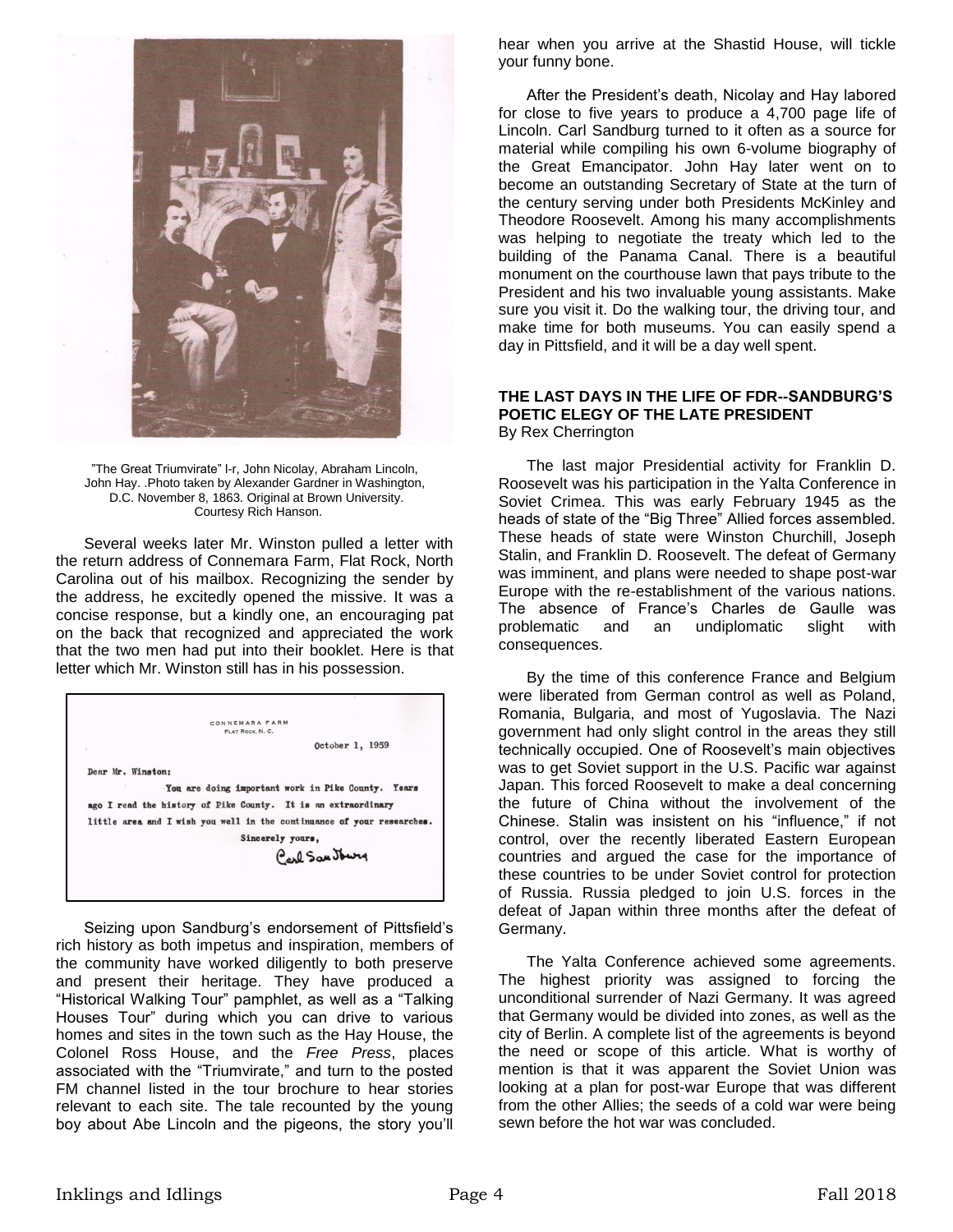"The Great Triumvirate" l-r, John Nicolay, Abraham Lincoln, John Hay. .Photo taken by Alexander Gardner in Washington, D.C. November 8, 1863. Original at Brown University. Courtesy Rich Hanson.

Several weeks later Mr. Winston pulled a letter with the return address of Connemara Farm, Flat Rock, North Carolina out of his mailbox. Recognizing the sender by the address, he excitedly opened the missive. It was a concise response, but a kindly one, an encouraging pat on the back that recognized and appreciated the work that the two men had put into their booklet. Here is that letter which Mr. Winston still has in his possession.

CONNEMARA FARM
FLAT ROCK, N. C.

October 1, 1959

Dear Mr. Winston:

You are doing important work in Pike County. Years ago I read the history of Pike County. It is an extraordinary little area and I wish you well in the continuance of your researches.

Sincerely yours,

Carl Sandburg

Seizing upon Sandburg's endorsement of Pittsfield's rich history as both impetus and inspiration, members of the community have worked diligently to both preserve and present their heritage. They have produced a "Historical Walking Tour" pamphlet, as well as a "Talking Houses Tour" during which you can drive to various homes and sites in the town such as the Hay House, the Colonel Ross House, and the *Free Press*, places associated with the "Triumvirate," and turn to the posted FM channel listed in the tour brochure to hear stories relevant to each site. The tale recounted by the young boy about Abe Lincoln and the pigeons, the story you'll hear when you arrive at the Shastid House, will tickle your funny bone.

After the President's death, Nicolay and Hay labored for close to five years to produce a 4,700 page life of Lincoln. Carl Sandburg turned to it often as a source for material while compiling his own 6-volume biography of the Great Emancipator. John Hay later went on to become an outstanding Secretary of State at the turn of the century serving under both Presidents McKinley and Theodore Roosevelt. Among his many accomplishments was helping to negotiate the treaty which led to the building of the Panama Canal. There is a beautiful monument on the courthouse lawn that pays tribute to the President and his two invaluable young assistants. Make sure you visit it. Do the walking tour, the driving tour, and make time for both museums. You can easily spend a day in Pittsfield, and it will be a day well spent.

## THE LAST DAYS IN THE LIFE OF FDR--SANDBURG'S POETIC ELEGY OF THE LATE PRESIDENT

By Rex Cherrington

The last major Presidential activity for Franklin D. Roosevelt was his participation in the Yalta Conference in Soviet Crimea. This was early February 1945 as the heads of state of the "Big Three" Allied forces assembled. These heads of state were Winston Churchill, Joseph Stalin, and Franklin D. Roosevelt. The defeat of Germany was imminent, and plans were needed to shape post-war Europe with the re-establishment of the various nations. The absence of France's Charles de Gaulle was problematic and an undiplomatic slight with consequences.

By the time of this conference France and Belgium were liberated from German control as well as Poland, Romania, Bulgaria, and most of Yugoslavia. The Nazi government had only slight control in the areas they still technically occupied. One of Roosevelt's main objectives was to get Soviet support in the U.S. Pacific war against Japan. This forced Roosevelt to make a deal concerning the future of China without the involvement of the Chinese. Stalin was insistent on his "influence," if not control, over the recently liberated Eastern European countries and argued the case for the importance of these countries to be under Soviet control for protection of Russia. Russia pledged to join U.S. forces in the defeat of Japan within three months after the defeat of Germany.

The Yalta Conference achieved some agreements. The highest priority was assigned to forcing the unconditional surrender of Nazi Germany. It was agreed that Germany would be divided into zones, as well as the city of Berlin. A complete list of the agreements is beyond the need or scope of this article. What is worthy of mention is that it was apparent the Soviet Union was looking at a plan for post-war Europe that was different from the other Allies; the seeds of a cold war were being sewn before the hot war was concluded.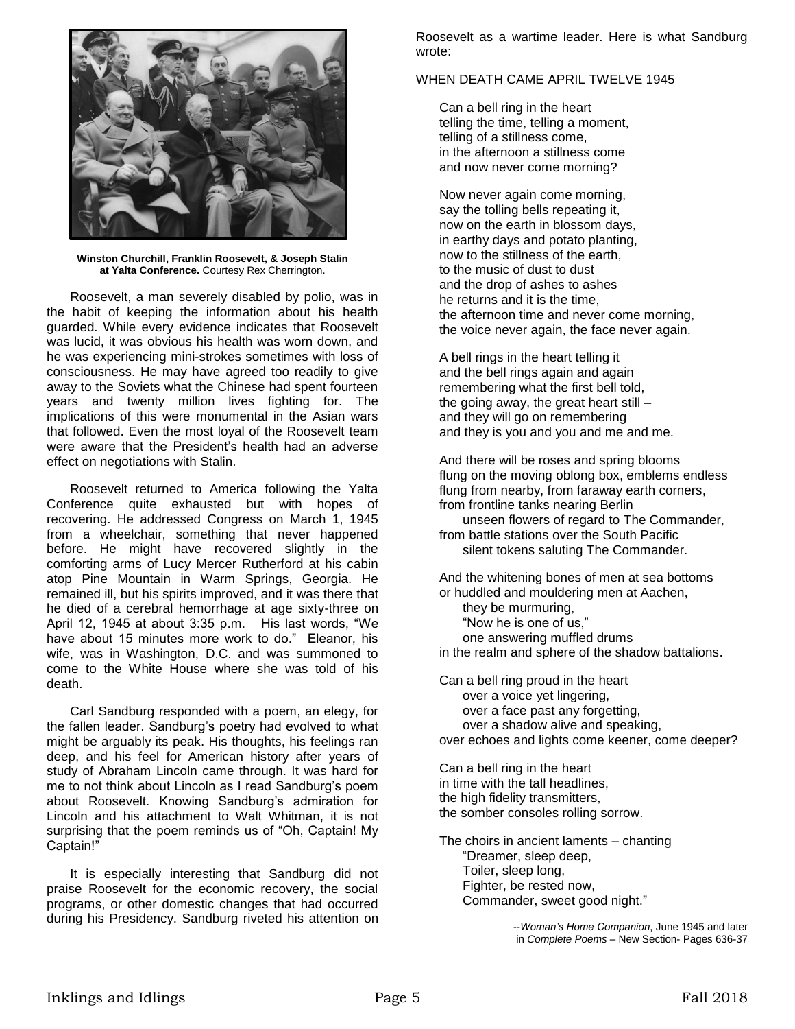**Winston Churchill, Franklin Roosevelt, & Joseph Stalin at Yalta Conference.** Courtesy Rex Cherrington.

Roosevelt, a man severely disabled by polio, was in the habit of keeping the information about his health guarded. While every evidence indicates that Roosevelt was lucid, it was obvious his health was worn down, and he was experiencing mini-strokes sometimes with loss of consciousness. He may have agreed too readily to give away to the Soviets what the Chinese had spent fourteen years and twenty million lives fighting for. The implications of this were monumental in the Asian wars that followed. Even the most loyal of the Roosevelt team were aware that the President's health had an adverse effect on negotiations with Stalin.

Roosevelt returned to America following the Yalta Conference quite exhausted but with hopes of recovering. He addressed Congress on March 1, 1945 from a wheelchair, something that never happened before. He might have recovered slightly in the comforting arms of Lucy Mercer Rutherford at his cabin atop Pine Mountain in Warm Springs, Georgia. He remained ill, but his spirits improved, and it was there that he died of a cerebral hemorrhage at age sixty-three on April 12, 1945 at about 3:35 p.m. His last words, "We have about 15 minutes more work to do." Eleanor, his wife, was in Washington, D.C. and was summoned to come to the White House where she was told of his death.

Carl Sandburg responded with a poem, an elegy, for the fallen leader. Sandburg's poetry had evolved to what might be arguably its peak. His thoughts, his feelings ran deep, and his feel for American history after years of study of Abraham Lincoln came through. It was hard for me to not think about Lincoln as I read Sandburg's poem about Roosevelt. Knowing Sandburg's admiration for Lincoln and his attachment to Walt Whitman, it is not surprising that the poem reminds us of "Oh, Captain! My Captain!"

It is especially interesting that Sandburg did not praise Roosevelt for the economic recovery, the social programs, or other domestic changes that had occurred during his Presidency. Sandburg riveted his attention on Roosevelt as a wartime leader. Here is what Sandburg wrote:

WHEN DEATH CAME APRIL TWELVE 1945

Can a bell ring in the heart
telling the time, telling a moment,
telling of a stillness come,
in the afternoon a stillness come
and now never come morning?

Now never again come morning,
say the tolling bells repeating it,
now on the earth in blossom days,
in earthy days and potato planting,
now to the stillness of the earth,
to the music of dust to dust
and the drop of ashes to ashes
he returns and it is the time,
the afternoon time and never come morning,
the voice never again, the face never again.

A bell rings in the heart telling it
and the bell rings again and again
remembering what the first bell told,
the going away, the great heart still –
and they will go on remembering
and they is you and you and me and me.

And there will be roses and spring blooms
flung on the moving oblong box, emblems endless
flung from nearby, from faraway earth corners,
from frontline tanks nearing Berlin
    unseen flowers of regard to The Commander,
from battle stations over the South Pacific
    silent tokens saluting The Commander.

And the whitening bones of men at sea bottoms
or huddled and mouldering men at Aachen,
    they be murmuring,
    "Now he is one of us,"
    one answering muffled drums
in the realm and sphere of the shadow battalions.

Can a bell ring proud in the heart
    over a voice yet lingering,
    over a face past any forgetting,
    over a shadow alive and speaking,
over echoes and lights come keener, come deeper?

Can a bell ring in the heart
in time with the tall headlines,
the high fidelity transmitters,
the somber consoles rolling sorrow.

The choirs in ancient laments – chanting
    "Dreamer, sleep deep,
    Toiler, sleep long,
    Fighter, be rested now,
    Commander, sweet good night."

--*Woman's Home Companion*, June 1945 and later in *Complete Poems* – New Section- Pages 636-37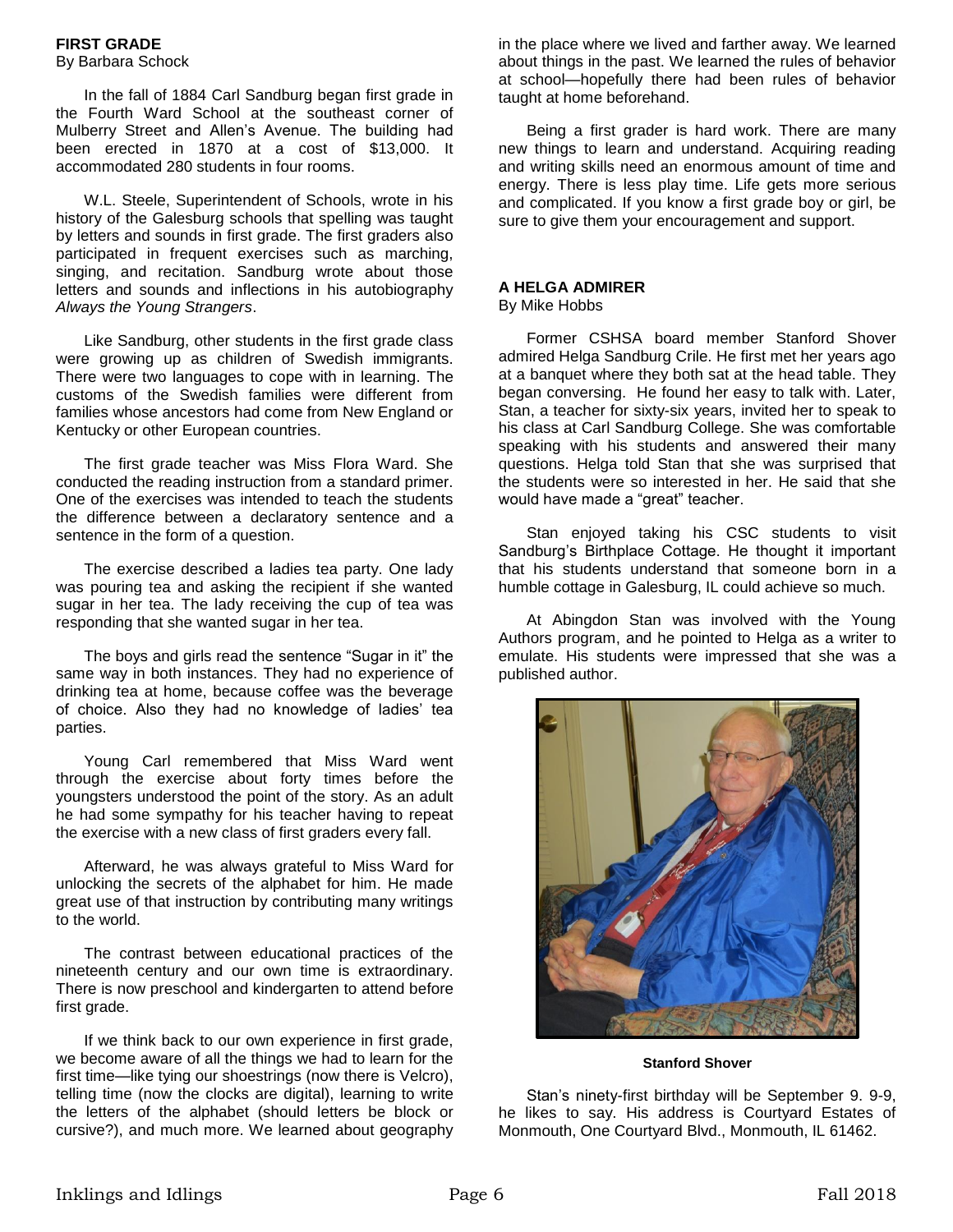## FIRST GRADE

By Barbara Schock

In the fall of 1884 Carl Sandburg began first grade in the Fourth Ward School at the southeast corner of Mulberry Street and Allen's Avenue. The building had been erected in 1870 at a cost of $13,000. It accommodated 280 students in four rooms.

W.L. Steele, Superintendent of Schools, wrote in his history of the Galesburg schools that spelling was taught by letters and sounds in first grade. The first graders also participated in frequent exercises such as marching, singing, and recitation. Sandburg wrote about those letters and sounds and inflections in his autobiography *Always the Young Strangers*.

Like Sandburg, other students in the first grade class were growing up as children of Swedish immigrants. There were two languages to cope with in learning. The customs of the Swedish families were different from families whose ancestors had come from New England or Kentucky or other European countries.

The first grade teacher was Miss Flora Ward. She conducted the reading instruction from a standard primer. One of the exercises was intended to teach the students the difference between a declaratory sentence and a sentence in the form of a question.

The exercise described a ladies tea party. One lady was pouring tea and asking the recipient if she wanted sugar in her tea. The lady receiving the cup of tea was responding that she wanted sugar in her tea.

The boys and girls read the sentence "Sugar in it" the same way in both instances. They had no experience of drinking tea at home, because coffee was the beverage of choice. Also they had no knowledge of ladies' tea parties.

Young Carl remembered that Miss Ward went through the exercise about forty times before the youngsters understood the point of the story. As an adult he had some sympathy for his teacher having to repeat the exercise with a new class of first graders every fall.

Afterward, he was always grateful to Miss Ward for unlocking the secrets of the alphabet for him. He made great use of that instruction by contributing many writings to the world.

The contrast between educational practices of the nineteenth century and our own time is extraordinary. There is now preschool and kindergarten to attend before first grade.

If we think back to our own experience in first grade, we become aware of all the things we had to learn for the first time—like tying our shoestrings (now there is Velcro), telling time (now the clocks are digital), learning to write the letters of the alphabet (should letters be block or cursive?), and much more. We learned about geography in the place where we lived and farther away. We learned about things in the past. We learned the rules of behavior at school—hopefully there had been rules of behavior taught at home beforehand.

Being a first grader is hard work. There are many new things to learn and understand. Acquiring reading and writing skills need an enormous amount of time and energy. There is less play time. Life gets more serious and complicated. If you know a first grade boy or girl, be sure to give them your encouragement and support.

## A HELGA ADMIRER

By Mike Hobbs

Former CSHSA board member Stanford Shover admired Helga Sandburg Crile. He first met her years ago at a banquet where they both sat at the head table. They began conversing. He found her easy to talk with. Later, Stan, a teacher for sixty-six years, invited her to speak to his class at Carl Sandburg College. She was comfortable speaking with his students and answered their many questions. Helga told Stan that she was surprised that the students were so interested in her. He said that she would have made a "great" teacher.

Stan enjoyed taking his CSC students to visit Sandburg's Birthplace Cottage. He thought it important that his students understand that someone born in a humble cottage in Galesburg, IL could achieve so much.

At Abingdon Stan was involved with the Young Authors program, and he pointed to Helga as a writer to emulate. His students were impressed that she was a published author.

**Stanford Shover**

Stan's ninety-first birthday will be September 9. 9-9, he likes to say. His address is Courtyard Estates of Monmouth, One Courtyard Blvd., Monmouth, IL 61462.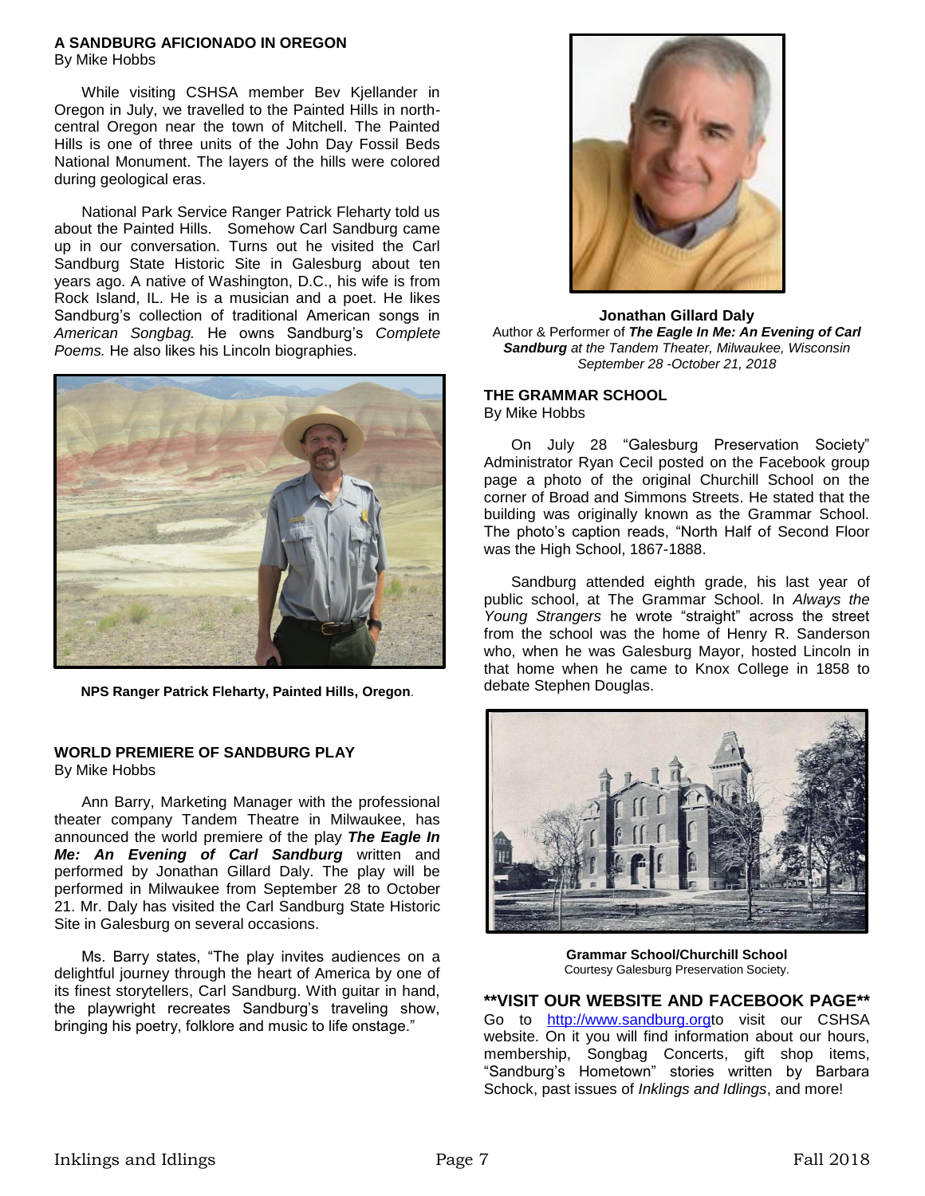## A SANDBURG AFICIONADO IN OREGON

By Mike Hobbs

While visiting CSHSA member Bev Kjellander in Oregon in July, we travelled to the Painted Hills in north-central Oregon near the town of Mitchell. The Painted Hills is one of three units of the John Day Fossil Beds National Monument. The layers of the hills were colored during geological eras.

National Park Service Ranger Patrick Fleharty told us about the Painted Hills. Somehow Carl Sandburg came up in our conversation. Turns out he visited the Carl Sandburg State Historic Site in Galesburg about ten years ago. A native of Washington, D.C., his wife is from Rock Island, IL. He is a musician and a poet. He likes Sandburg's collection of traditional American songs in *American Songbag.* He owns Sandburg's *Complete Poems.* He also likes his Lincoln biographies.

**NPS Ranger Patrick Fleharty, Painted Hills, Oregon**.

## WORLD PREMIERE OF SANDBURG PLAY

By Mike Hobbs

Ann Barry, Marketing Manager with the professional theater company Tandem Theatre in Milwaukee, has announced the world premiere of the play ***The Eagle In Me: An Evening of Carl Sandburg*** written and performed by Jonathan Gillard Daly. The play will be performed in Milwaukee from September 28 to October 21. Mr. Daly has visited the Carl Sandburg State Historic Site in Galesburg on several occasions.

Ms. Barry states, "The play invites audiences on a delightful journey through the heart of America by one of its finest storytellers, Carl Sandburg. With guitar in hand, the playwright recreates Sandburg's traveling show, bringing his poetry, folklore and music to life onstage."

**Jonathan Gillard Daly**
Author & Performer of ***The Eagle In Me: An Evening of Carl Sandburg*** *at the Tandem Theater, Milwaukee, Wisconsin September 28 -October 21, 2018*

## THE GRAMMAR SCHOOL

By Mike Hobbs

On July 28 "Galesburg Preservation Society" Administrator Ryan Cecil posted on the Facebook group page a photo of the original Churchill School on the corner of Broad and Simmons Streets. He stated that the building was originally known as the Grammar School. The photo's caption reads, "North Half of Second Floor was the High School, 1867-1888.

Sandburg attended eighth grade, his last year of public school, at The Grammar School. In *Always the Young Strangers* he wrote "straight" across the street from the school was the home of Henry R. Sanderson who, when he was Galesburg Mayor, hosted Lincoln in that home when he came to Knox College in 1858 to debate Stephen Douglas.

**Grammar School/Churchill School**
Courtesy Galesburg Preservation Society.

## **VISIT OUR WEBSITE AND FACEBOOK PAGE**

Go to http://www.sandburg.orgto visit our CSHSA website. On it you will find information about our hours, membership, Songbag Concerts, gift shop items, "Sandburg's Hometown" stories written by Barbara Schock, past issues of *Inklings and Idlings*, and more!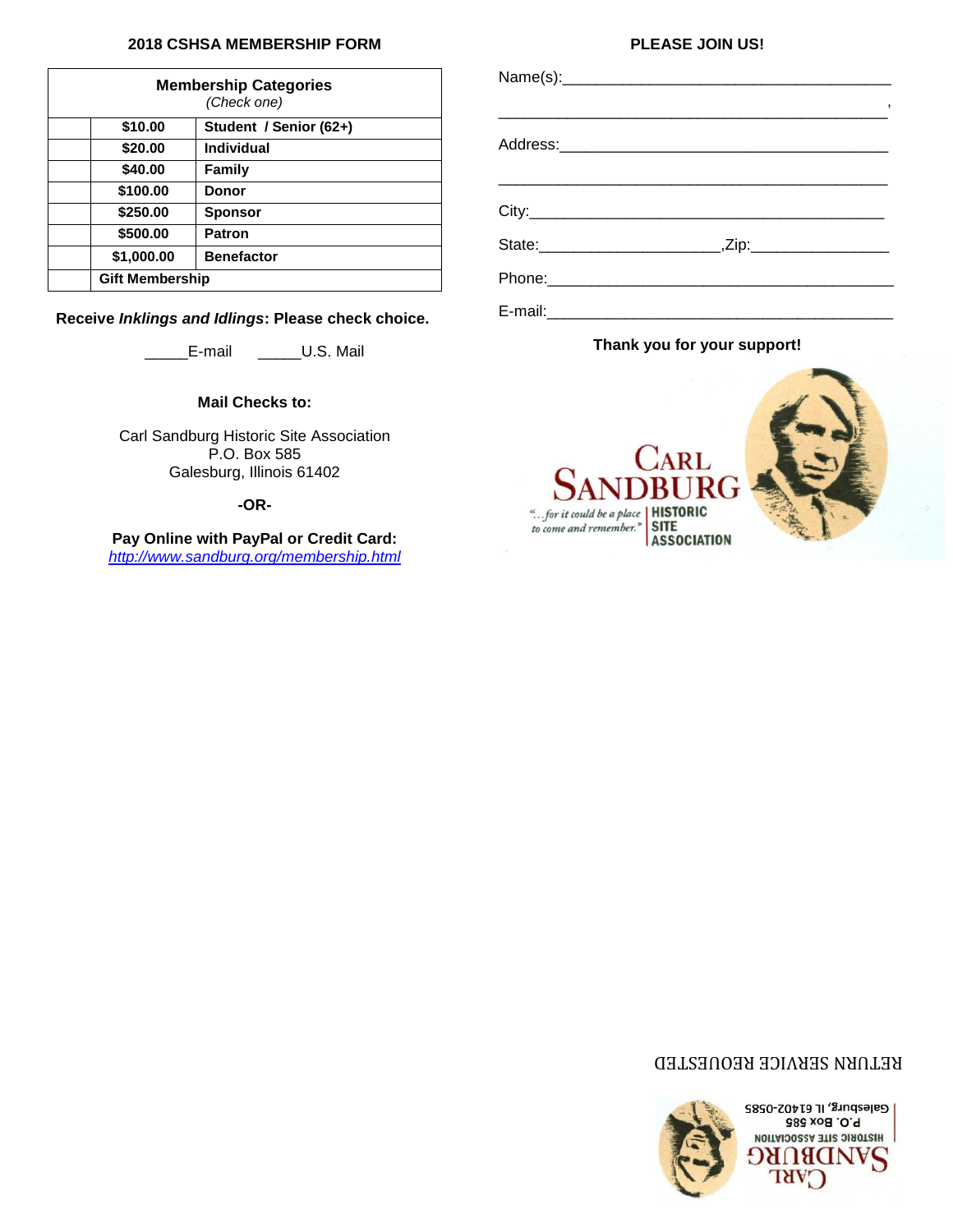## 2018 CSHSA MEMBERSHIP FORM

| Membership Categories (Check one) | | |
| --- | --- | --- |
| | $10.00 | Student / Senior (62+) |
| | $20.00 | Individual |
| | $40.00 | Family |
| | $100.00 | Donor |
| | $250.00 | Sponsor |
| | $500.00 | Patron |
| | $1,000.00 | Benefactor |
| | Gift Membership | |

**Receive *Inklings and Idlings*: Please check choice.**

_____E-mail     _____U.S. Mail

**Mail Checks to:**

Carl Sandburg Historic Site Association
P.O. Box 585
Galesburg, Illinois 61402

**-OR-**

**Pay Online with PayPal or Credit Card:**
*http://www.sandburg.org/membership.html*

## PLEASE JOIN US!

Name(s):________________________________________

_______________________________________________,

Address:________________________________________

_______________________________________________

City:___________________________________________

State:_____________________,Zip:________________

Phone:__________________________________________

E-mail:__________________________________________

**Thank you for your support!**

CARL SANDBURG
"...for it could be a place to come and remember."
HISTORIC SITE ASSOCIATION

RETURN SERVICE REQUESTED

CARL SANDBURG
HISTORIC SITE ASSOCIATION
P.O. Box 585
Galesburg, IL 61402-0585